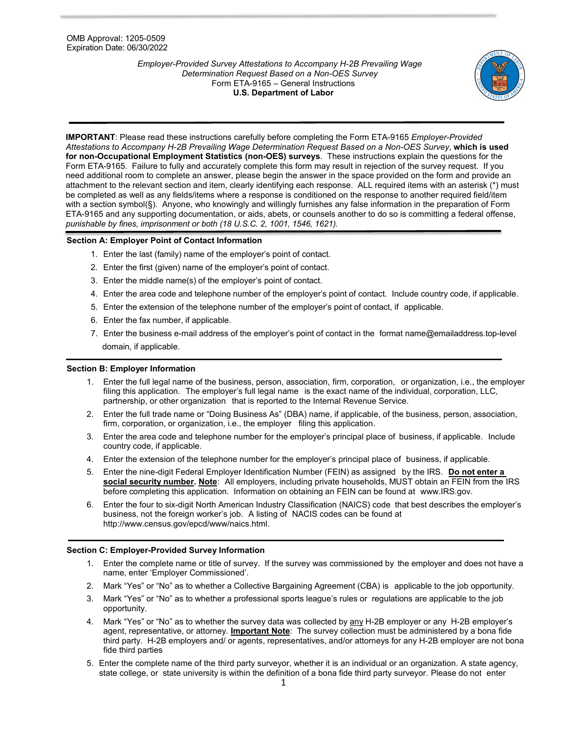OMB Approval: 1205-0509
Expiration Date: 06/30/2022

*Employer-Provided Survey Attestations to Accompany H-2B Prevailing Wage Determination Request Based on a Non-OES Survey*
Form ETA-9165 – General Instructions
**U.S. Department of Labor**

---

**IMPORTANT**: Please read these instructions carefully before completing the Form ETA-9165 *Employer-Provided Attestations to Accompany H-2B Prevailing Wage Determination Request Based on a Non-OES Survey*, **which is used for non-Occupational Employment Statistics (non-OES) surveys**. These instructions explain the questions for the Form ETA-9165. Failure to fully and accurately complete this form may result in rejection of the survey request. If you need additional room to complete an answer, please begin the answer in the space provided on the form and provide an attachment to the relevant section and item, clearly identifying each response. ALL required items with an asterisk (*) must be completed as well as any fields/items where a response is conditioned on the response to another required field/item with a section symbol(§). Anyone, who knowingly and willingly furnishes any false information in the preparation of Form ETA-9165 and any supporting documentation, or aids, abets, or counsels another to do so is committing a federal offense, *punishable by fines, imprisonment or both (18 U.S.C. 2, 1001, 1546, 1621).*

---

### Section A: Employer Point of Contact Information

1. Enter the last (family) name of the employer's point of contact.
2. Enter the first (given) name of the employer's point of contact.
3. Enter the middle name(s) of the employer's point of contact.
4. Enter the area code and telephone number of the employer's point of contact. Include country code, if applicable.
5. Enter the extension of the telephone number of the employer's point of contact, if applicable.
6. Enter the fax number, if applicable.
7. Enter the business e-mail address of the employer's point of contact in the format name@emailaddress.top-level domain, if applicable.

---

### Section B: Employer Information

1. Enter the full legal name of the business, person, association, firm, corporation, or organization, i.e., the employer filing this application. The employer's full legal name is the exact name of the individual, corporation, LLC, partnership, or other organization that is reported to the Internal Revenue Service.
2. Enter the full trade name or "Doing Business As" (DBA) name, if applicable, of the business, person, association, firm, corporation, or organization, i.e., the employer filing this application.
3. Enter the area code and telephone number for the employer's principal place of business, if applicable. Include country code, if applicable.
4. Enter the extension of the telephone number for the employer's principal place of business, if applicable.
5. Enter the nine-digit Federal Employer Identification Number (FEIN) as assigned by the IRS. **Do not enter a social security number. Note**: All employers, including private households, MUST obtain an FEIN from the IRS before completing this application. Information on obtaining an FEIN can be found at www.IRS.gov.
6. Enter the four to six-digit North American Industry Classification (NAICS) code that best describes the employer's business, not the foreign worker's job. A listing of NACIS codes can be found at http://www.census.gov/epcd/www/naics.html.

---

### Section C: Employer-Provided Survey Information

1. Enter the complete name or title of survey. If the survey was commissioned by the employer and does not have a name, enter 'Employer Commissioned'.
2. Mark "Yes" or "No" as to whether a Collective Bargaining Agreement (CBA) is applicable to the job opportunity.
3. Mark "Yes" or "No" as to whether a professional sports league's rules or regulations are applicable to the job opportunity.
4. Mark "Yes" or "No" as to whether the survey data was collected by <u>any</u> H-2B employer or any H-2B employer's agent, representative, or attorney. **<u>Important Note</u>**: The survey collection must be administered by a bona fide third party. H-2B employers and/ or agents, representatives, and/or attorneys for any H-2B employer are not bona fide third parties
5. Enter the complete name of the third party surveyor, whether it is an individual or an organization. A state agency, state college, or state university is within the definition of a bona fide third party surveyor. Please do not enter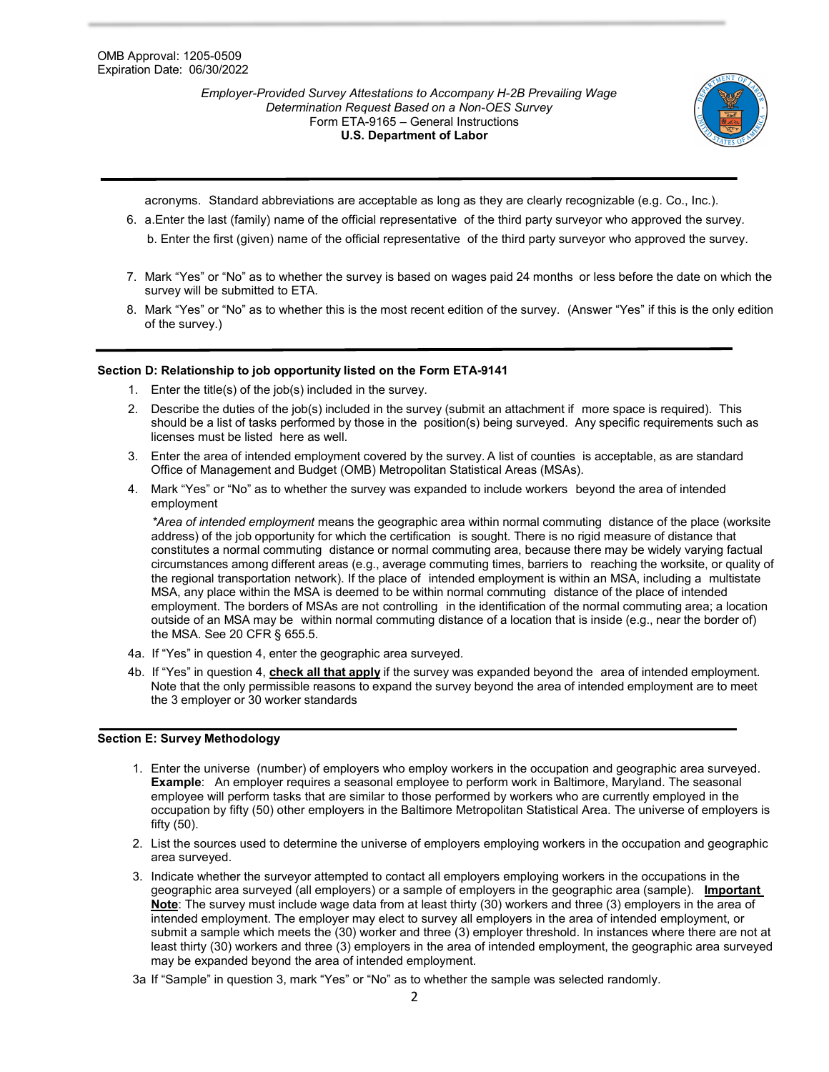acronyms. Standard abbreviations are acceptable as long as they are clearly recognizable (e.g. Co., Inc.).

6. a. Enter the last (family) name of the official representative of the third party surveyor who approved the survey.

   b. Enter the first (given) name of the official representative of the third party surveyor who approved the survey.

7. Mark "Yes" or "No" as to whether the survey is based on wages paid 24 months or less before the date on which the survey will be submitted to ETA.
8. Mark "Yes" or "No" as to whether this is the most recent edition of the survey. (Answer "Yes" if this is the only edition of the survey.)

**Section D: Relationship to job opportunity listed on the Form ETA-9141**

1. Enter the title(s) of the job(s) included in the survey.
2. Describe the duties of the job(s) included in the survey (submit an attachment if more space is required). This should be a list of tasks performed by those in the position(s) being surveyed. Any specific requirements such as licenses must be listed here as well.
3. Enter the area of intended employment covered by the survey. A list of counties is acceptable, as are standard Office of Management and Budget (OMB) Metropolitan Statistical Areas (MSAs).
4. Mark "Yes" or "No" as to whether the survey was expanded to include workers beyond the area of intended employment

   **Area of intended employment* means the geographic area within normal commuting distance of the place (worksite address) of the job opportunity for which the certification is sought. There is no rigid measure of distance that constitutes a normal commuting distance or normal commuting area, because there may be widely varying factual circumstances among different areas (e.g., average commuting times, barriers to reaching the worksite, or quality of the regional transportation network). If the place of intended employment is within an MSA, including a multistate MSA, any place within the MSA is deemed to be within normal commuting distance of the place of intended employment. The borders of MSAs are not controlling in the identification of the normal commuting area; a location outside of an MSA may be within normal commuting distance of a location that is inside (e.g., near the border of) the MSA. See 20 CFR § 655.5.

4a. If "Yes" in question 4, enter the geographic area surveyed.

4b. If "Yes" in question 4, **check all that apply** if the survey was expanded beyond the area of intended employment. Note that the only permissible reasons to expand the survey beyond the area of intended employment are to meet the 3 employer or 30 worker standards

**Section E: Survey Methodology**

1. Enter the universe (number) of employers who employ workers in the occupation and geographic area surveyed. **Example**: An employer requires a seasonal employee to perform work in Baltimore, Maryland. The seasonal employee will perform tasks that are similar to those performed by workers who are currently employed in the occupation by fifty (50) other employers in the Baltimore Metropolitan Statistical Area. The universe of employers is fifty (50).
2. List the sources used to determine the universe of employers employing workers in the occupation and geographic area surveyed.
3. Indicate whether the surveyor attempted to contact all employers employing workers in the occupations in the geographic area surveyed (all employers) or a sample of employers in the geographic area (sample). **Important Note**: The survey must include wage data from at least thirty (30) workers and three (3) employers in the area of intended employment. The employer may elect to survey all employers in the area of intended employment, or submit a sample which meets the (30) worker and three (3) employer threshold. In instances where there are not at least thirty (30) workers and three (3) employers in the area of intended employment, the geographic area surveyed may be expanded beyond the area of intended employment.

3a If "Sample" in question 3, mark "Yes" or "No" as to whether the sample was selected randomly.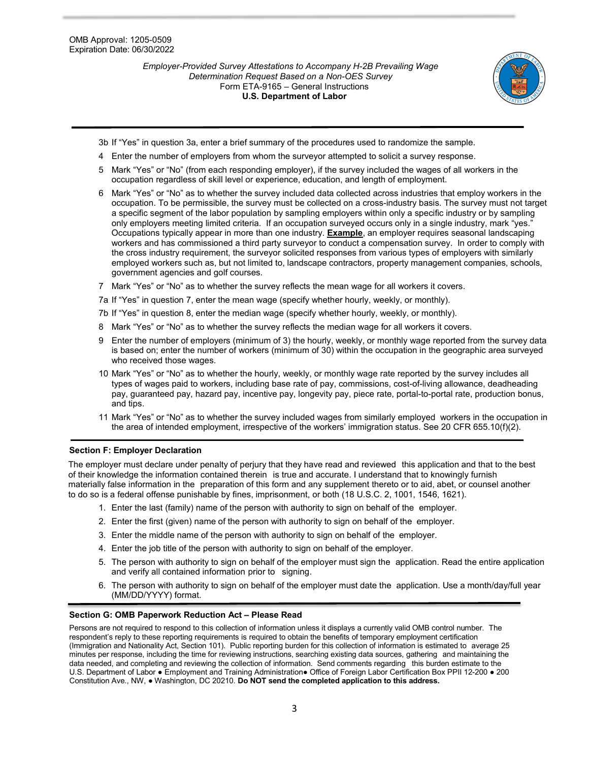3b If "Yes" in question 3a, enter a brief summary of the procedures used to randomize the sample.

4 Enter the number of employers from whom the surveyor attempted to solicit a survey response.

5 Mark "Yes" or "No" (from each responding employer), if the survey included the wages of all workers in the occupation regardless of skill level or experience, education, and length of employment.

6 Mark "Yes" or "No" as to whether the survey included data collected across industries that employ workers in the occupation. To be permissible, the survey must be collected on a cross-industry basis. The survey must not target a specific segment of the labor population by sampling employers within only a specific industry or by sampling only employers meeting limited criteria. If an occupation surveyed occurs only in a single industry, mark "yes." Occupations typically appear in more than one industry. **Example**, an employer requires seasonal landscaping workers and has commissioned a third party surveyor to conduct a compensation survey. In order to comply with the cross industry requirement, the surveyor solicited responses from various types of employers with similarly employed workers such as, but not limited to, landscape contractors, property management companies, schools, government agencies and golf courses.

7 Mark "Yes" or "No" as to whether the survey reflects the mean wage for all workers it covers.

7a If "Yes" in question 7, enter the mean wage (specify whether hourly, weekly, or monthly).

7b If "Yes" in question 8, enter the median wage (specify whether hourly, weekly, or monthly).

8 Mark "Yes" or "No" as to whether the survey reflects the median wage for all workers it covers.

9 Enter the number of employers (minimum of 3) the hourly, weekly, or monthly wage reported from the survey data is based on; enter the number of workers (minimum of 30) within the occupation in the geographic area surveyed who received those wages.

10 Mark "Yes" or "No" as to whether the hourly, weekly, or monthly wage rate reported by the survey includes all types of wages paid to workers, including base rate of pay, commissions, cost-of-living allowance, deadheading pay, guaranteed pay, hazard pay, incentive pay, longevity pay, piece rate, portal-to-portal rate, production bonus, and tips.

11 Mark "Yes" or "No" as to whether the survey included wages from similarly employed workers in the occupation in the area of intended employment, irrespective of the workers' immigration status. See 20 CFR 655.10(f)(2).

## Section F: Employer Declaration

The employer must declare under penalty of perjury that they have read and reviewed this application and that to the best of their knowledge the information contained therein is true and accurate. I understand that to knowingly furnish materially false information in the preparation of this form and any supplement thereto or to aid, abet, or counsel another to do so is a federal offense punishable by fines, imprisonment, or both (18 U.S.C. 2, 1001, 1546, 1621).

1. Enter the last (family) name of the person with authority to sign on behalf of the employer.
2. Enter the first (given) name of the person with authority to sign on behalf of the employer.
3. Enter the middle name of the person with authority to sign on behalf of the employer.
4. Enter the job title of the person with authority to sign on behalf of the employer.
5. The person with authority to sign on behalf of the employer must sign the application. Read the entire application and verify all contained information prior to signing.
6. The person with authority to sign on behalf of the employer must date the application. Use a month/day/full year (MM/DD/YYYY) format.

## Section G: OMB Paperwork Reduction Act – Please Read

Persons are not required to respond to this collection of information unless it displays a currently valid OMB control number. The respondent's reply to these reporting requirements is required to obtain the benefits of temporary employment certification (Immigration and Nationality Act, Section 101). Public reporting burden for this collection of information is estimated to average 25 minutes per response, including the time for reviewing instructions, searching existing data sources, gathering and maintaining the data needed, and completing and reviewing the collection of information. Send comments regarding this burden estimate to the U.S. Department of Labor ● Employment and Training Administration● Office of Foreign Labor Certification Box PPII 12-200 ● 200 Constitution Ave., NW, ● Washington, DC 20210. **Do NOT send the completed application to this address.**